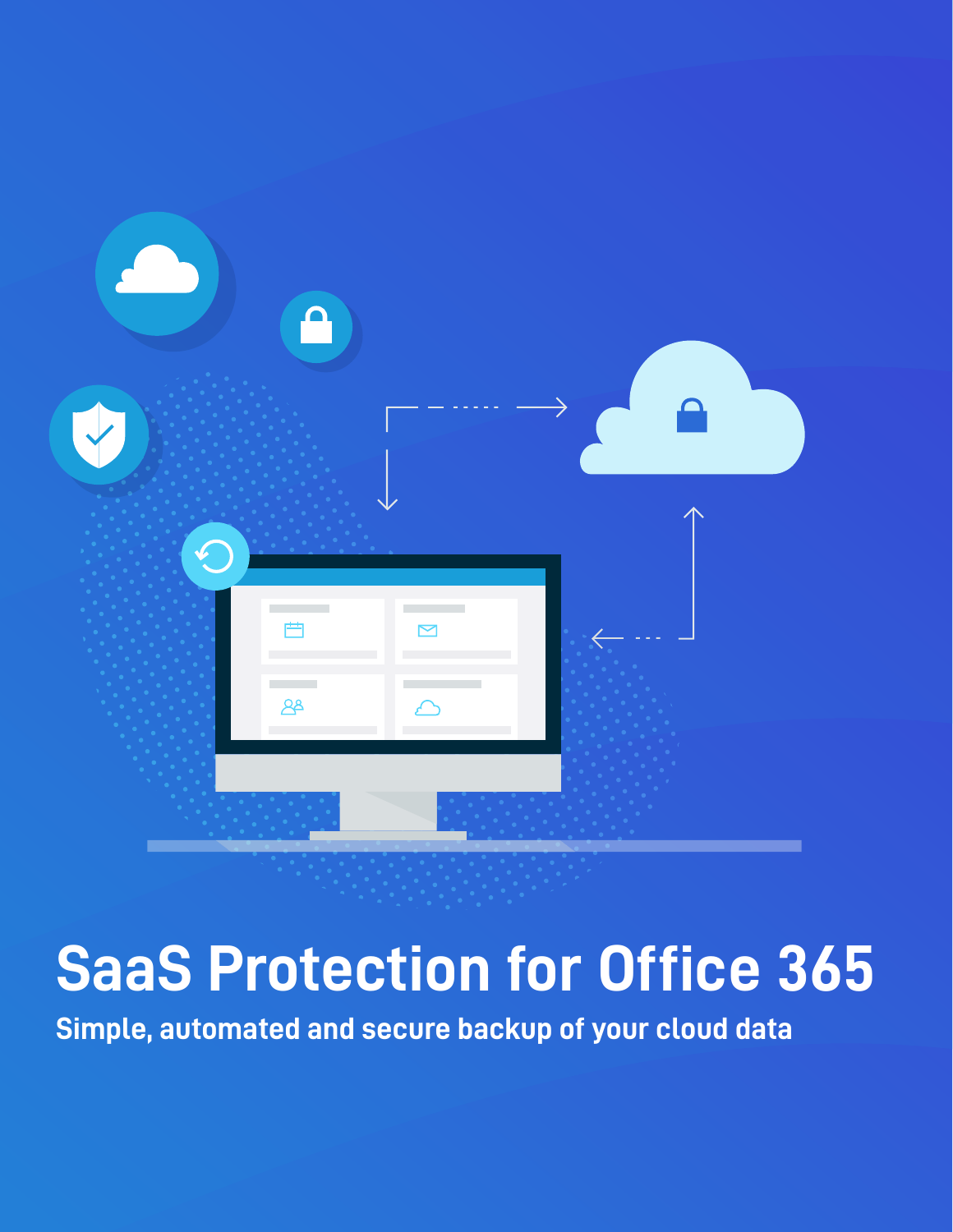# SaaS Protection for Office 365

## Simple, automated and secure backup of your cloud data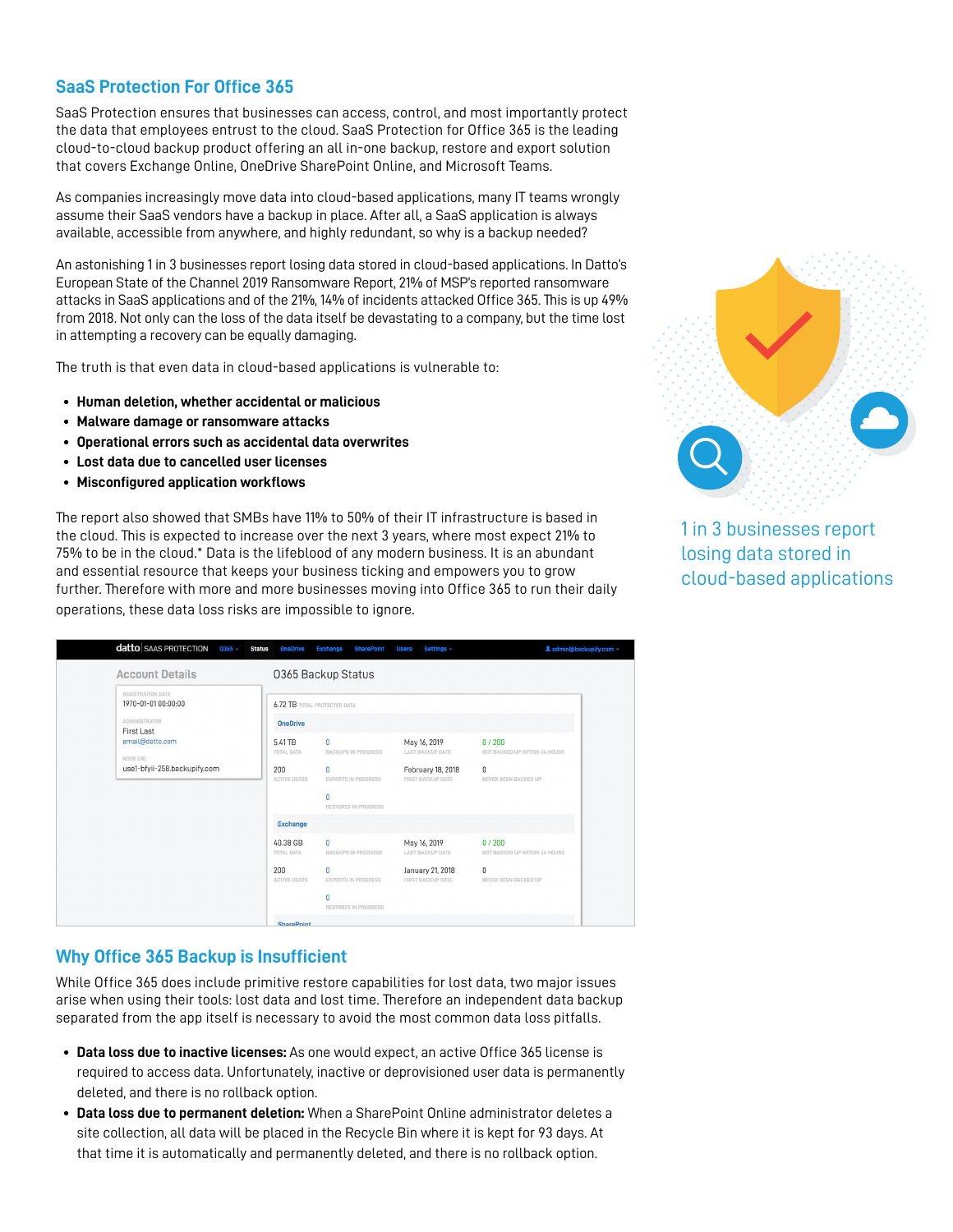## SaaS Protection For Office 365

SaaS Protection ensures that businesses can access, control, and most importantly protect the data that employees entrust to the cloud. SaaS Protection for Office 365 is the leading cloud-to-cloud backup product offering an all in-one backup, restore and export solution that covers Exchange Online, OneDrive SharePoint Online, and Microsoft Teams.

As companies increasingly move data into cloud-based applications, many IT teams wrongly assume their SaaS vendors have a backup in place. After all, a SaaS application is always available, accessible from anywhere, and highly redundant, so why is a backup needed?

An astonishing 1 in 3 businesses report losing data stored in cloud-based applications. In Datto's European State of the Channel 2019 Ransomware Report, 21% of MSP's reported ransomware attacks in SaaS applications and of the 21%, 14% of incidents attacked Office 365. This is up 49% from 2018. Not only can the loss of the data itself be devastating to a company, but the time lost in attempting a recovery can be equally damaging.

The truth is that even data in cloud-based applications is vulnerable to:

- **Human deletion, whether accidental or malicious**
- **Malware damage or ransomware attacks**
- **Operational errors such as accidental data overwrites**
- **Lost data due to cancelled user licenses**
- **Misconfigured application workflows**

The report also showed that SMBs have 11% to 50% of their IT infrastructure is based in the cloud. This is expected to increase over the next 3 years, where most expect 21% to 75% to be in the cloud.* Data is the lifeblood of any modern business. It is an abundant and essential resource that keeps your business ticking and empowers you to grow further. Therefore with more and more businesses moving into Office 365 to run their daily operations, these data loss risks are impossible to ignore.

1 in 3 businesses report losing data stored in cloud-based applications

## Why Office 365 Backup is Insufficient

While Office 365 does include primitive restore capabilities for lost data, two major issues arise when using their tools: lost data and lost time. Therefore an independent data backup separated from the app itself is necessary to avoid the most common data loss pitfalls.

- **Data loss due to inactive licenses:** As one would expect, an active Office 365 license is required to access data. Unfortunately, inactive or deprovisioned user data is permanently deleted, and there is no rollback option.
- **Data loss due to permanent deletion:** When a SharePoint Online administrator deletes a site collection, all data will be placed in the Recycle Bin where it is kept for 93 days. At that time it is automatically and permanently deleted, and there is no rollback option.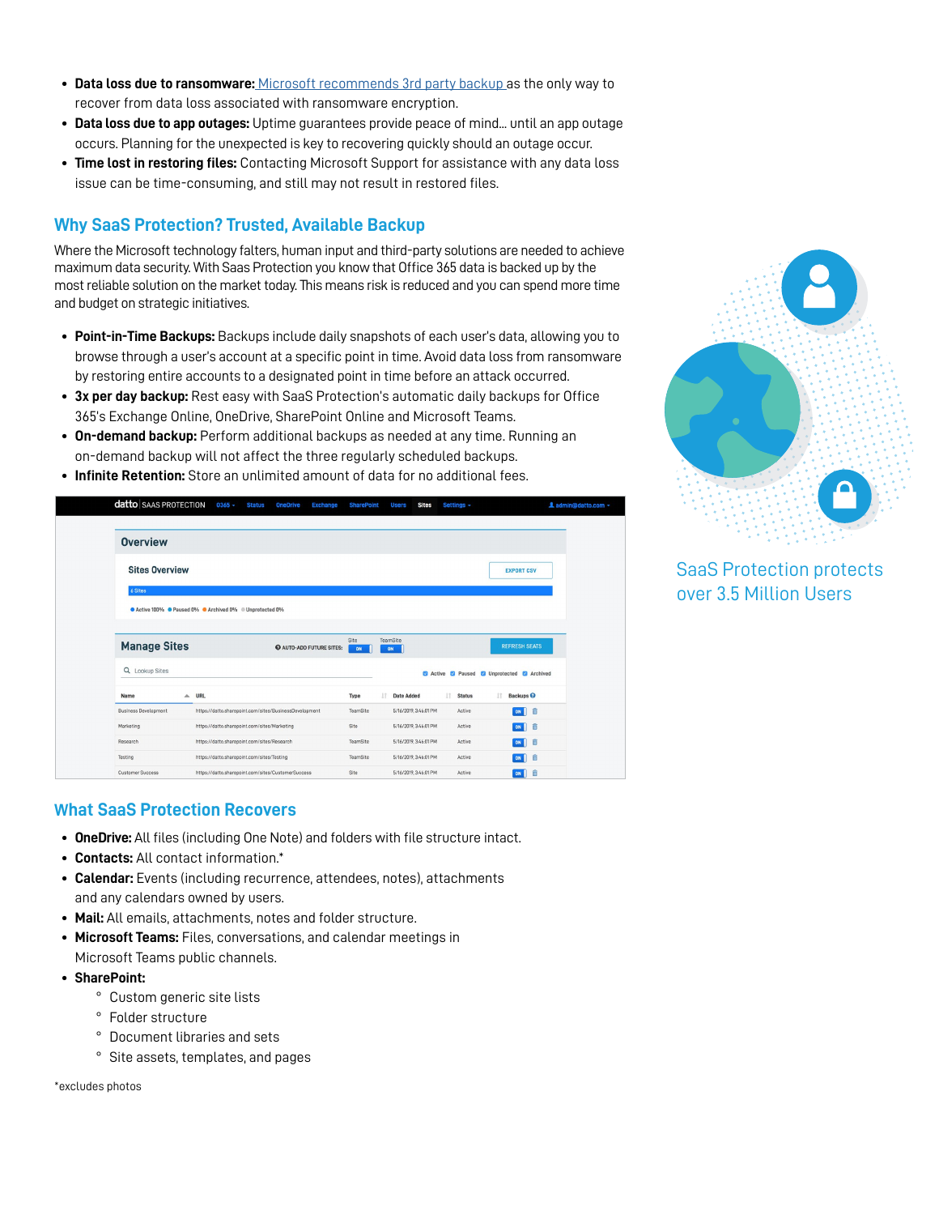- **Data loss due to ransomware:** Microsoft recommends 3rd party backup as the only way to recover from data loss associated with ransomware encryption.
- **Data loss due to app outages:** Uptime guarantees provide peace of mind... until an app outage occurs. Planning for the unexpected is key to recovering quickly should an outage occur.
- **Time lost in restoring files:** Contacting Microsoft Support for assistance with any data loss issue can be time-consuming, and still may not result in restored files.

## Why SaaS Protection? Trusted, Available Backup

Where the Microsoft technology falters, human input and third-party solutions are needed to achieve maximum data security. With Saas Protection you know that Office 365 data is backed up by the most reliable solution on the market today. This means risk is reduced and you can spend more time and budget on strategic initiatives.

- **Point-in-Time Backups:** Backups include daily snapshots of each user's data, allowing you to browse through a user's account at a specific point in time. Avoid data loss from ransomware by restoring entire accounts to a designated point in time before an attack occurred.
- **3x per day backup:** Rest easy with SaaS Protection's automatic daily backups for Office 365's Exchange Online, OneDrive, SharePoint Online and Microsoft Teams.
- **On-demand backup:** Perform additional backups as needed at any time. Running an on-demand backup will not affect the three regularly scheduled backups.
- **Infinite Retention:** Store an unlimited amount of data for no additional fees.

SaaS Protection protects over 3.5 Million Users

## What SaaS Protection Recovers

- **OneDrive:** All files (including One Note) and folders with file structure intact.
- **Contacts:** All contact information.*
- **Calendar:** Events (including recurrence, attendees, notes), attachments and any calendars owned by users.
- **Mail:** All emails, attachments, notes and folder structure.
- **Microsoft Teams:** Files, conversations, and calendar meetings in Microsoft Teams public channels.
- **SharePoint:**
  - Custom generic site lists
  - Folder structure
  - Document libraries and sets
  - Site assets, templates, and pages

*excludes photos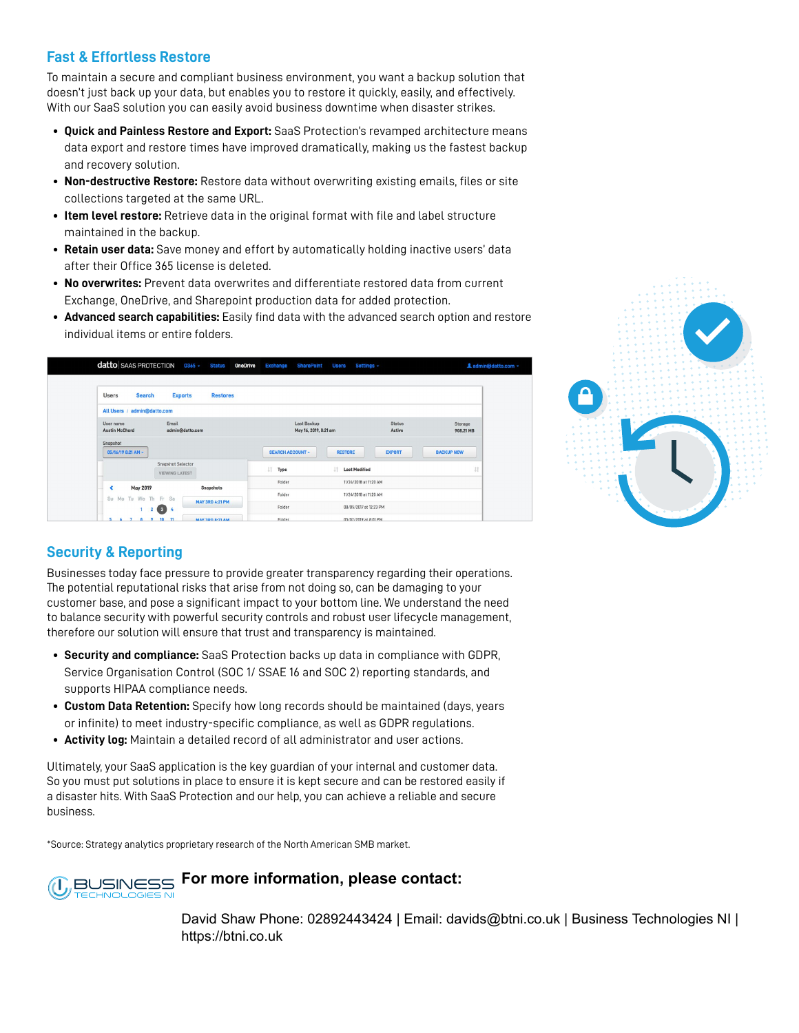## Fast & Effortless Restore

To maintain a secure and compliant business environment, you want a backup solution that doesn't just back up your data, but enables you to restore it quickly, easily, and effectively. With our SaaS solution you can easily avoid business downtime when disaster strikes.

- **Quick and Painless Restore and Export:** SaaS Protection's revamped architecture means data export and restore times have improved dramatically, making us the fastest backup and recovery solution.
- **Non-destructive Restore:** Restore data without overwriting existing emails, files or site collections targeted at the same URL.
- **Item level restore:** Retrieve data in the original format with file and label structure maintained in the backup.
- **Retain user data:** Save money and effort by automatically holding inactive users' data after their Office 365 license is deleted.
- **No overwrites:** Prevent data overwrites and differentiate restored data from current Exchange, OneDrive, and Sharepoint production data for added protection.
- **Advanced search capabilities:** Easily find data with the advanced search option and restore individual items or entire folders.

## Security & Reporting

Businesses today face pressure to provide greater transparency regarding their operations. The potential reputational risks that arise from not doing so, can be damaging to your customer base, and pose a significant impact to your bottom line. We understand the need to balance security with powerful security controls and robust user lifecycle management, therefore our solution will ensure that trust and transparency is maintained.

- **Security and compliance:** SaaS Protection backs up data in compliance with GDPR, Service Organisation Control (SOC 1/ SSAE 16 and SOC 2) reporting standards, and supports HIPAA compliance needs.
- **Custom Data Retention:** Specify how long records should be maintained (days, years or infinite) to meet industry-specific compliance, as well as GDPR regulations.
- **Activity log:** Maintain a detailed record of all administrator and user actions.

Ultimately, your SaaS application is the key guardian of your internal and customer data. So you must put solutions in place to ensure it is kept secure and can be restored easily if a disaster hits. With SaaS Protection and our help, you can achieve a reliable and secure business.

*Source: Strategy analytics proprietary research of the North American SMB market.

BUSINESS TECHNOLOGIES NI

**For more information, please contact:**

David Shaw Phone: 02892443424 | Email: davids@btni.co.uk | Business Technologies NI | https://btni.co.uk